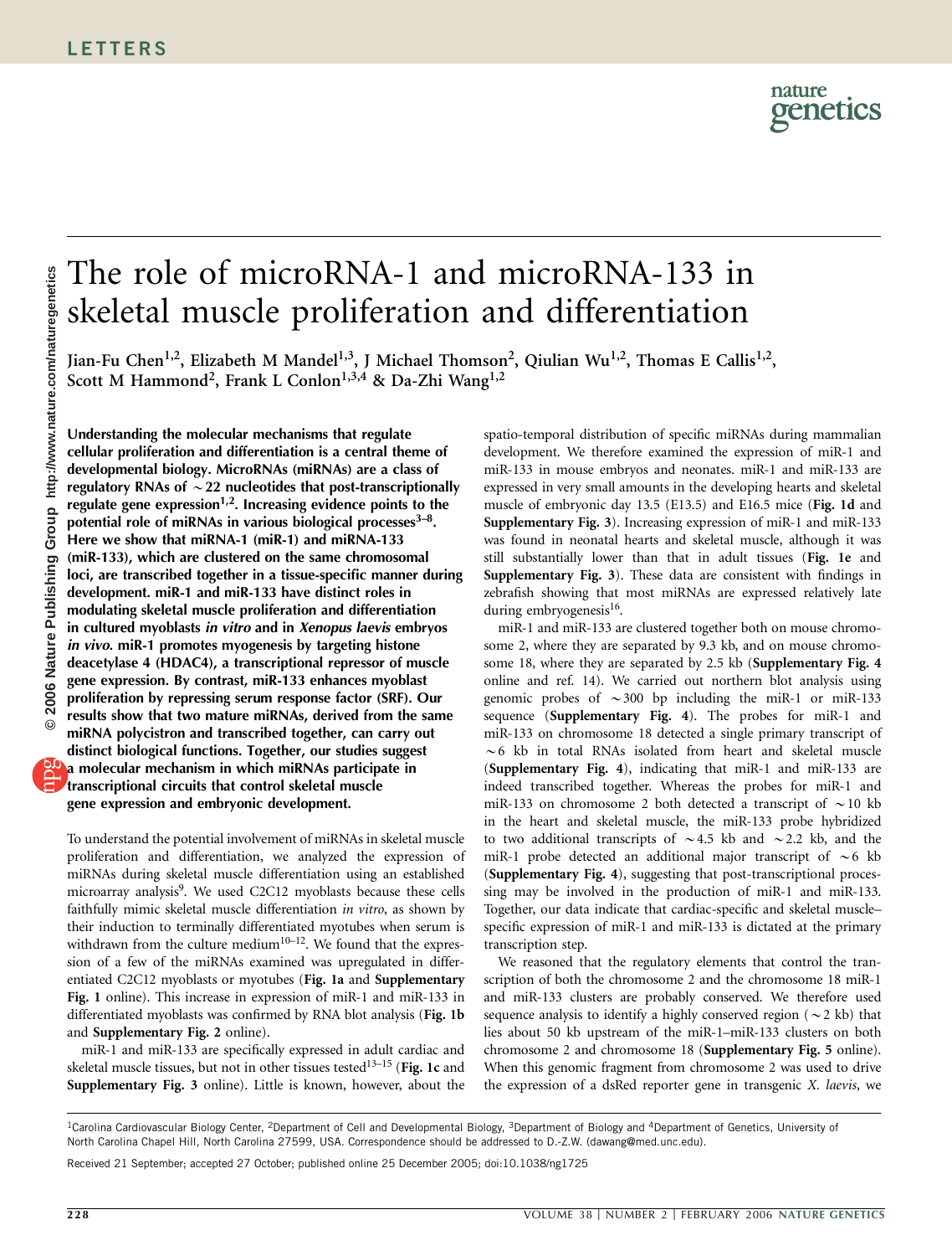# The role of microRNA-1 and microRNA-133 in skeletal muscle proliferation and differentiation

Jian-Fu Chen[1,2], Elizabeth M Mandel[1,3], J Michael Thomson[2], Qiulian Wu[1,2], Thomas E Callis[1,2], Scott M Hammond[2], Frank L Conlon[1,3,4] & Da-Zhi Wang[1,2]

**Understanding the molecular mechanisms that regulate cellular proliferation and differentiation is a central theme of developmental biology. MicroRNAs (miRNAs) are a class of regulatory RNAs of ~22 nucleotides that post-transcriptionally regulate gene expression[1,2]. Increasing evidence points to the potential role of miRNAs in various biological processes[3–8]. Here we show that miRNA-1 (miR-1) and miRNA-133 (miR-133), which are clustered on the same chromosomal loci, are transcribed together in a tissue-specific manner during development. miR-1 and miR-133 have distinct roles in modulating skeletal muscle proliferation and differentiation in cultured myoblasts *in vitro* and in *Xenopus laevis* embryos *in vivo*. miR-1 promotes myogenesis by targeting histone deacetylase 4 (HDAC4), a transcriptional repressor of muscle gene expression. By contrast, miR-133 enhances myoblast proliferation by repressing serum response factor (SRF). Our results show that two mature miRNAs, derived from the same miRNA polycistron and transcribed together, can carry out distinct biological functions. Together, our studies suggest a molecular mechanism in which miRNAs participate in transcriptional circuits that control skeletal muscle gene expression and embryonic development.**

To understand the potential involvement of miRNAs in skeletal muscle proliferation and differentiation, we analyzed the expression of miRNAs during skeletal muscle differentiation using an established microarray analysis[9]. We used C2C12 myoblasts because these cells faithfully mimic skeletal muscle differentiation *in vitro*, as shown by their induction to terminally differentiated myotubes when serum is withdrawn from the culture medium[10–12]. We found that the expression of a few of the miRNAs examined was upregulated in differentiated C2C12 myoblasts or myotubes (**Fig. 1a** and **Supplementary Fig. 1** online). This increase in expression of miR-1 and miR-133 in differentiated myoblasts was confirmed by RNA blot analysis (**Fig. 1b** and **Supplementary Fig. 2** online).

miR-1 and miR-133 are specifically expressed in adult cardiac and skeletal muscle tissues, but not in other tissues tested[13–15] (**Fig. 1c** and **Supplementary Fig. 3** online). Little is known, however, about the spatio-temporal distribution of specific miRNAs during mammalian development. We therefore examined the expression of miR-1 and miR-133 in mouse embryos and neonates. miR-1 and miR-133 are expressed in very small amounts in the developing hearts and skeletal muscle of embryonic day 13.5 (E13.5) and E16.5 mice (**Fig. 1d** and **Supplementary Fig. 3**). Increasing expression of miR-1 and miR-133 was found in neonatal hearts and skeletal muscle, although it was still substantially lower than that in adult tissues (**Fig. 1e** and **Supplementary Fig. 3**). These data are consistent with findings in zebrafish showing that most miRNAs are expressed relatively late during embryogenesis[16].

miR-1 and miR-133 are clustered together both on mouse chromosome 2, where they are separated by 9.3 kb, and on mouse chromosome 18, where they are separated by 2.5 kb (**Supplementary Fig. 4** online and ref. 14). We carried out northern blot analysis using genomic probes of ~300 bp including the miR-1 or miR-133 sequence (**Supplementary Fig. 4**). The probes for miR-1 and miR-133 on chromosome 18 detected a single primary transcript of ~6 kb in total RNAs isolated from heart and skeletal muscle (**Supplementary Fig. 4**), indicating that miR-1 and miR-133 are indeed transcribed together. Whereas the probes for miR-1 and miR-133 on chromosome 2 both detected a transcript of ~10 kb in the heart and skeletal muscle, the miR-133 probe hybridized to two additional transcripts of ~4.5 kb and ~2.2 kb, and the miR-1 probe detected an additional major transcript of ~6 kb (**Supplementary Fig. 4**), suggesting that post-transcriptional processing may be involved in the production of miR-1 and miR-133. Together, our data indicate that cardiac-specific and skeletal muscle–specific expression of miR-1 and miR-133 is dictated at the primary transcription step.

We reasoned that the regulatory elements that control the transcription of both the chromosome 2 and the chromosome 18 miR-1 and miR-133 clusters are probably conserved. We therefore used sequence analysis to identify a highly conserved region (~2 kb) that lies about 50 kb upstream of the miR-1–miR-133 clusters on both chromosome 2 and chromosome 18 (**Supplementary Fig. 5** online). When this genomic fragment from chromosome 2 was used to drive the expression of a dsRed reporter gene in transgenic *X. laevis*, we

[1]Carolina Cardiovascular Biology Center, [2]Department of Cell and Developmental Biology, [3]Department of Biology and [4]Department of Genetics, University of North Carolina Chapel Hill, North Carolina 27599, USA. Correspondence should be addressed to D.-Z.W. (dawang@med.unc.edu).

Received 21 September; accepted 27 October; published online 25 December 2005; doi:10.1038/ng1725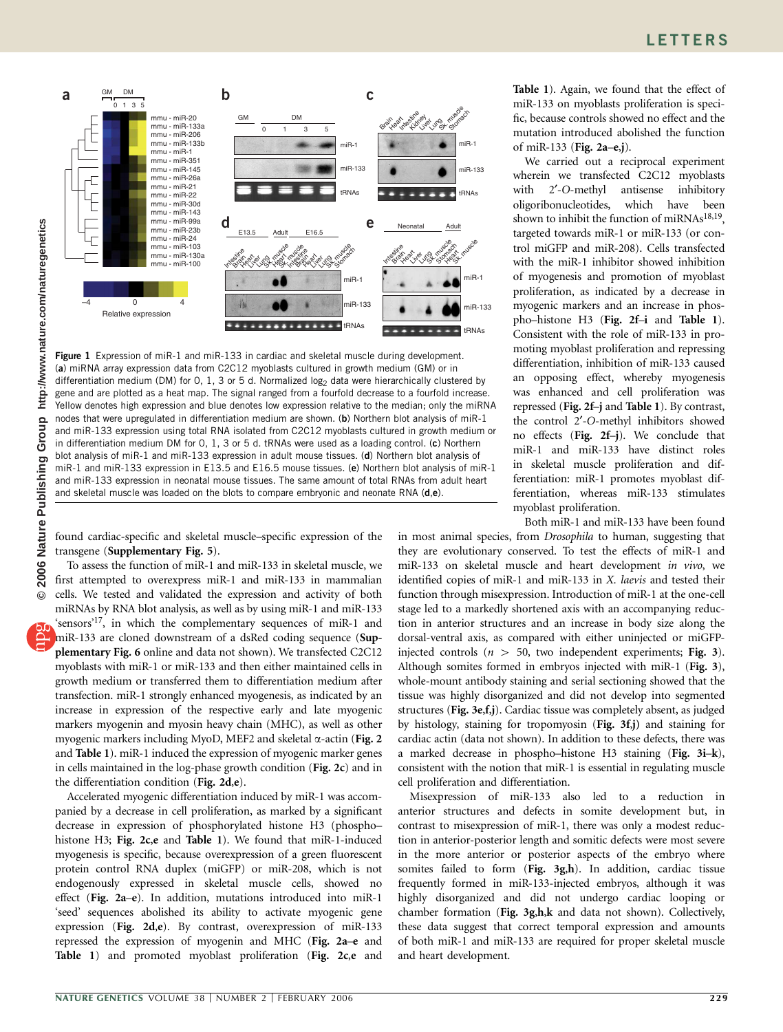Figure 1 Expression of miR-1 and miR-133 in cardiac and skeletal muscle during development. (**a**) miRNA array expression data from C2C12 myoblasts cultured in growth medium (GM) or in differentiation medium (DM) for 0, 1, 3 or 5 d. Normalized $\log_2$ data were hierarchically clustered by gene and are plotted as a heat map. The signal ranged from a fourfold decrease to a fourfold increase. Yellow denotes high expression and blue denotes low expression relative to the median; only the miRNA nodes that were upregulated in differentiation medium are shown. (**b**) Northern blot analysis of miR-1 and miR-133 expression using total RNA isolated from C2C12 myoblasts cultured in growth medium or in differentiation medium DM for 0, 1, 3 or 5 d. tRNAs were used as a loading control. (**c**) Northern blot analysis of miR-1 and miR-133 expression in adult mouse tissues. (**d**) Northern blot analysis of miR-1 and miR-133 expression in E13.5 and E16.5 mouse tissues. (**e**) Northern blot analysis of miR-1 and miR-133 expression in neonatal mouse tissues. The same amount of total RNAs from adult heart and skeletal muscle was loaded on the blots to compare embryonic and neonate RNA (**d**,**e**).

found cardiac-specific and skeletal muscle–specific expression of the transgene (**Supplementary Fig. 5**).

To assess the function of miR-1 and miR-133 in skeletal muscle, we first attempted to overexpress miR-1 and miR-133 in mammalian cells. We tested and validated the expression and activity of both miRNAs by RNA blot analysis, as well as by using miR-1 and miR-133 'sensors'[17], in which the complementary sequences of miR-1 and miR-133 are cloned downstream of a dsRed coding sequence (**Supplementary Fig. 6** online and data not shown). We transfected C2C12 myoblasts with miR-1 or miR-133 and then either maintained cells in growth medium or transferred them to differentiation medium after transfection. miR-1 strongly enhanced myogenesis, as indicated by an increase in expression of the respective early and late myogenic markers myogenin and myosin heavy chain (MHC), as well as other myogenic markers including MyoD, MEF2 and skeletal α-actin (**Fig. 2** and **Table 1**). miR-1 induced the expression of myogenic marker genes in cells maintained in the log-phase growth condition (**Fig. 2c**) and in the differentiation condition (**Fig. 2d**,**e**).

Accelerated myogenic differentiation induced by miR-1 was accompanied by a decrease in cell proliferation, as marked by a significant decrease in expression of phosphorylated histone H3 (phospho–histone H3; **Fig. 2c**,**e** and **Table 1**). We found that miR-1-induced myogenesis is specific, because overexpression of a green fluorescent protein control RNA duplex (miGFP) or miR-208, which is not endogenously expressed in skeletal muscle cells, showed no effect (**Fig. 2a–e**). In addition, mutations introduced into miR-1 'seed' sequences abolished its ability to activate myogenic gene expression (**Fig. 2d**,**e**). By contrast, overexpression of miR-133 repressed the expression of myogenin and MHC (**Fig. 2a–e** and **Table 1**) and promoted myoblast proliferation (**Fig. 2c**,**e** and **Table 1**). Again, we found that the effect of miR-133 on myoblasts proliferation is specific, because controls showed no effect and the mutation introduced abolished the function of miR-133 (**Fig. 2a–e**,**j**).

We carried out a reciprocal experiment wherein we transfected C2C12 myoblasts with 2′-*O*-methyl antisense inhibitory oligoribonucleotides, which have been shown to inhibit the function of miRNAs[18,19], targeted towards miR-1 or miR-133 (or control miGFP and miR-208). Cells transfected with the miR-1 inhibitor showed inhibition of myogenesis and promotion of myoblast proliferation, as indicated by a decrease in myogenic markers and an increase in phospho–histone H3 (**Fig. 2f–i** and **Table 1**). Consistent with the role of miR-133 in promoting myoblast proliferation and repressing differentiation, inhibition of miR-133 caused an opposing effect, whereby myogenesis was enhanced and cell proliferation was repressed (**Fig. 2f–j** and **Table 1**). By contrast, the control 2′-*O*-methyl inhibitors showed no effects (**Fig. 2f–j**). We conclude that miR-1 and miR-133 have distinct roles in skeletal muscle proliferation and differentiation: miR-1 promotes myoblast differentiation, whereas miR-133 stimulates myoblast proliferation.

Both miR-1 and miR-133 have been found in most animal species, from *Drosophila* to human, suggesting that they are evolutionary conserved. To test the effects of miR-1 and miR-133 on skeletal muscle and heart development *in vivo*, we identified copies of miR-1 and miR-133 in *X. laevis* and tested their function through misexpression. Introduction of miR-1 at the one-cell stage led to a markedly shortened axis with an accompanying reduction in anterior structures and an increase in body size along the dorsal-ventral axis, as compared with either uninjected or miGFP-injected controls ($n > 50$, two independent experiments; **Fig. 3**). Although somites formed in embryos injected with miR-1 (**Fig. 3**), whole-mount antibody staining and serial sectioning showed that the tissue was highly disorganized and did not develop into segmented structures (**Fig. 3e**,**f**,**j**). Cardiac tissue was completely absent, as judged by histology, staining for tropomyosin (**Fig. 3f**,**j**) and staining for cardiac actin (data not shown). In addition to these defects, there was a marked decrease in phospho–histone H3 staining (**Fig. 3i–k**), consistent with the notion that miR-1 is essential in regulating muscle cell proliferation and differentiation.

Misexpression of miR-133 also led to a reduction in anterior structures and defects in somite development but, in contrast to misexpression of miR-1, there was only a modest reduction in anterior-posterior length and somitic defects were most severe in the more anterior or posterior aspects of the embryo where somites failed to form (**Fig. 3g**,**h**). In addition, cardiac tissue frequently formed in miR-133-injected embryos, although it was highly disorganized and did not undergo cardiac looping or chamber formation (**Fig. 3g**,**h**,**k** and data not shown). Collectively, these data suggest that correct temporal expression and amounts of both miR-1 and miR-133 are required for proper skeletal muscle and heart development.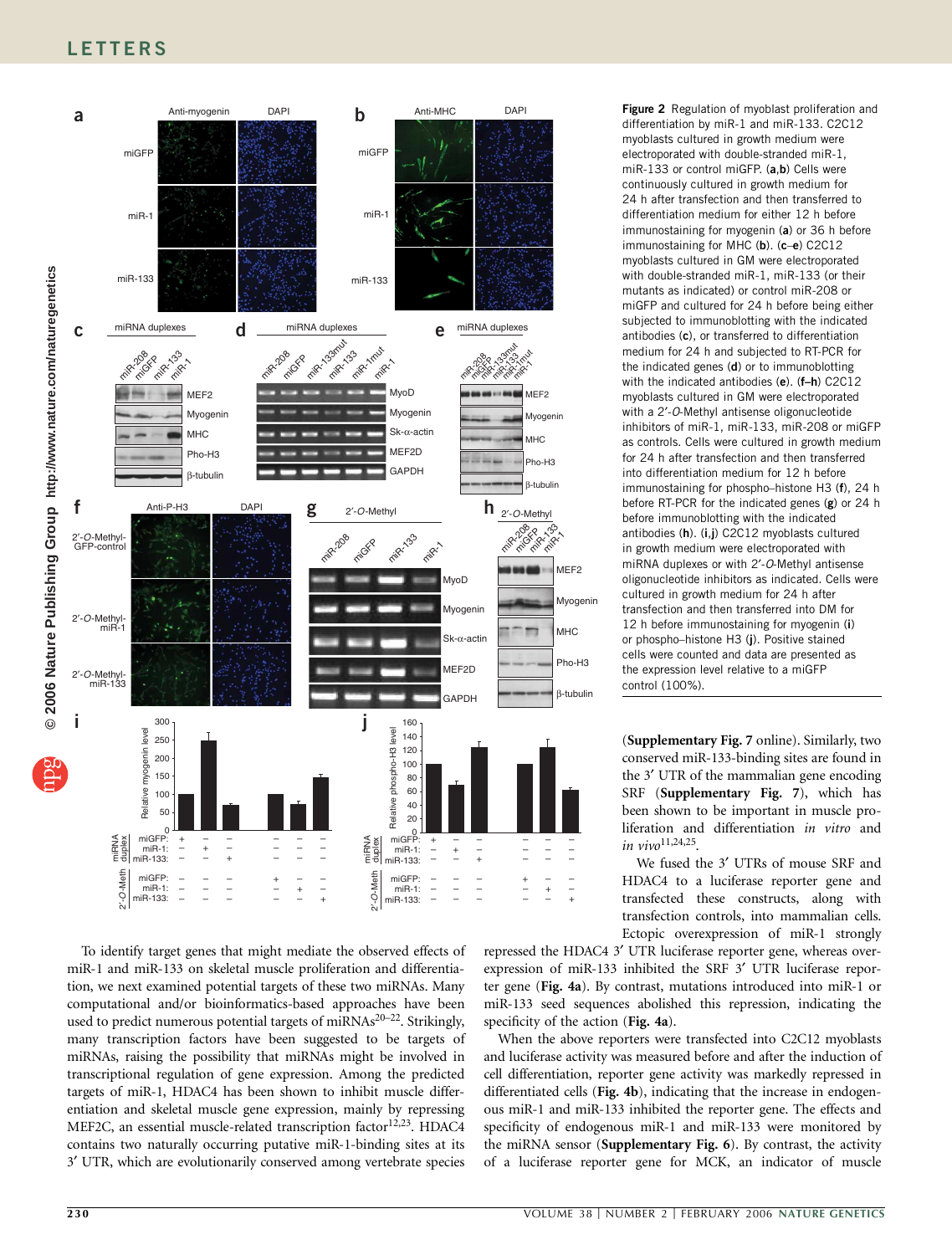**Figure 2** Regulation of myoblast proliferation and differentiation by miR-1 and miR-133. C2C12 myoblasts cultured in growth medium were electroporated with double-stranded miR-1, miR-133 or control miGFP. (**a**,**b**) Cells were continuously cultured in growth medium for 24 h after transfection and then transferred to differentiation medium for either 12 h before immunostaining for myogenin (**a**) or 36 h before immunostaining for MHC (**b**). (**c**–**e**) C2C12 myoblasts cultured in GM were electroporated with double-stranded miR-1, miR-133 (or their mutants as indicated) or control miR-208 or miGFP and cultured for 24 h before being either subjected to immunoblotting with the indicated antibodies (**c**), or transferred to differentiation medium for 24 h and subjected to RT-PCR for the indicated genes (**d**) or to immunoblotting with the indicated antibodies (**e**). (**f**–**h**) C2C12 myoblasts cultured in GM were electroporated with a 2′-*O*-Methyl antisense oligonucleotide inhibitors of miR-1, miR-133, miR-208 or miGFP as controls. Cells were cultured in growth medium for 24 h after transfection and then transferred into differentiation medium for 12 h before immunostaining for phospho–histone H3 (**f**), 24 h before RT-PCR for the indicated genes (**g**) or 24 h before immunoblotting with the indicated antibodies (**h**). (**i**,**j**) C2C12 myoblasts cultured in growth medium were electroporated with miRNA duplexes or with 2′-*O*-Methyl antisense oligonucleotide inhibitors as indicated. Cells were cultured in growth medium for 24 h after transfection and then transferred into DM for 12 h before immunostaining for myogenin (**i**) or phospho–histone H3 (**j**). Positive stained cells were counted and data are presented as the expression level relative to a miGFP control (100%).

To identify target genes that might mediate the observed effects of miR-1 and miR-133 on skeletal muscle proliferation and differentiation, we next examined potential targets of these two miRNAs. Many computational and/or bioinformatics-based approaches have been used to predict numerous potential targets of miRNAs[20–22]. Strikingly, many transcription factors have been suggested to be targets of miRNAs, raising the possibility that miRNAs might be involved in transcriptional regulation of gene expression. Among the predicted targets of miR-1, HDAC4 has been shown to inhibit muscle differentiation and skeletal muscle gene expression, mainly by repressing MEF2C, an essential muscle-related transcription factor[12,23]. HDAC4 contains two naturally occurring putative miR-1-binding sites at its 3′ UTR, which are evolutionarily conserved among vertebrate species (**Supplementary Fig. 7** online). Similarly, two conserved miR-133-binding sites are found in the 3′ UTR of the mammalian gene encoding SRF (**Supplementary Fig. 7**), which has been shown to be important in muscle proliferation and differentiation *in vitro* and *in vivo*[11,24,25].

We fused the 3′ UTRs of mouse SRF and HDAC4 to a luciferase reporter gene and transfected these constructs, along with transfection controls, into mammalian cells. Ectopic overexpression of miR-1 strongly repressed the HDAC4 3′ UTR luciferase reporter gene, whereas overexpression of miR-133 inhibited the SRF 3′ UTR luciferase reporter gene (**Fig. 4a**). By contrast, mutations introduced into miR-1 or miR-133 seed sequences abolished this repression, indicating the specificity of the action (**Fig. 4a**).

When the above reporters were transfected into C2C12 myoblasts and luciferase activity was measured before and after the induction of cell differentiation, reporter gene activity was markedly repressed in differentiated cells (**Fig. 4b**), indicating that the increase in endogenous miR-1 and miR-133 inhibited the reporter gene. The effects and specificity of endogenous miR-1 and miR-133 were monitored by the miRNA sensor (**Supplementary Fig. 6**). By contrast, the activity of a luciferase reporter gene for MCK, an indicator of muscle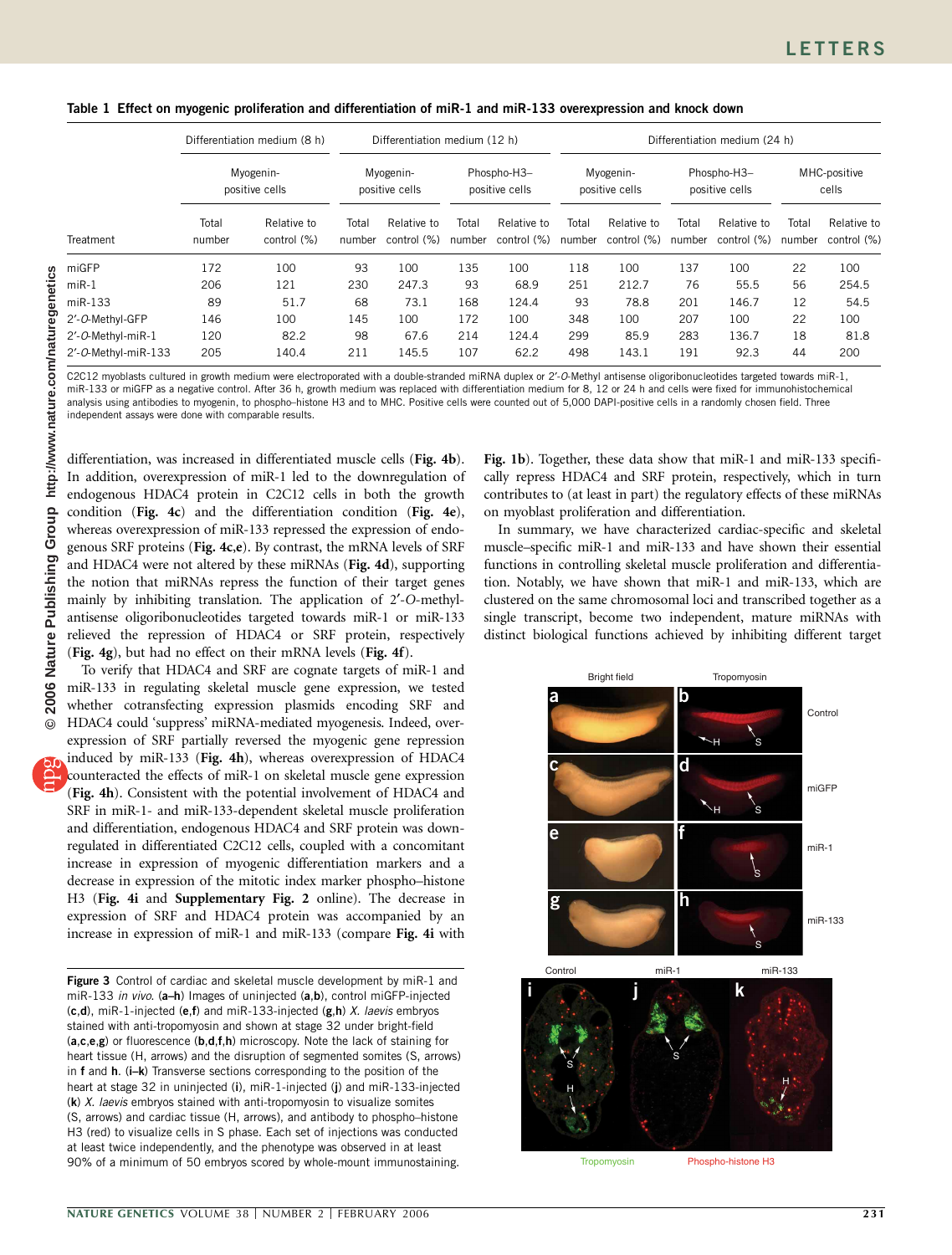**Table 1 Effect on myogenic proliferation and differentiation of miR-1 and miR-133 overexpression and knock down**

| | Differentiation medium (8 h) | | Differentiation medium (12 h) | | | | Differentiation medium (24 h) | | | | | |
|---|---|---|---|---|---|---|---|---|---|---|---|---|
| | Myogenin-positive cells | | Myogenin-positive cells | | Phospho-H3–positive cells | | Myogenin-positive cells | | Phospho-H3–positive cells | | MHC-positive cells | |
| Treatment | Total number | Relative to control (%) | Total number | Relative to control (%) | Total number | Relative to control (%) | Total number | Relative to control (%) | Total number | Relative to control (%) | Total number | Relative to control (%) |
| miGFP | 172 | 100 | 93 | 100 | 135 | 100 | 118 | 100 | 137 | 100 | 22 | 100 |
| miR-1 | 206 | 121 | 230 | 247.3 | 93 | 68.9 | 251 | 212.7 | 76 | 55.5 | 56 | 254.5 |
| miR-133 | 89 | 51.7 | 68 | 73.1 | 168 | 124.4 | 93 | 78.8 | 201 | 146.7 | 12 | 54.5 |
| 2′-*O*-Methyl-GFP | 146 | 100 | 145 | 100 | 172 | 100 | 348 | 100 | 207 | 100 | 22 | 100 |
| 2′-*O*-Methyl-miR-1 | 120 | 82.2 | 98 | 67.6 | 214 | 124.4 | 299 | 85.9 | 283 | 136.7 | 18 | 81.8 |
| 2′-*O*-Methyl-miR-133 | 205 | 140.4 | 211 | 145.5 | 107 | 62.2 | 498 | 143.1 | 191 | 92.3 | 44 | 200 |

C2C12 myoblasts cultured in growth medium were electroporated with a double-stranded miRNA duplex or 2′-*O*-Methyl antisense oligoribonucleotides targeted towards miR-1, miR-133 or miGFP as a negative control. After 36 h, growth medium was replaced with differentiation medium for 8, 12 or 24 h and cells were fixed for immunohistochemical analysis using antibodies to myogenin, to phospho-histone H3 and to MHC. Positive cells were counted out of 5,000 DAPI-positive cells in a randomly chosen field. Three independent assays were done with comparable results.

differentiation, was increased in differentiated muscle cells (**Fig. 4b**). In addition, overexpression of miR-1 led to the downregulation of endogenous HDAC4 protein in C2C12 cells in both the growth condition (**Fig. 4c**) and the differentiation condition (**Fig. 4e**), whereas overexpression of miR-133 repressed the expression of endogenous SRF proteins (**Fig. 4c**,**e**). By contrast, the mRNA levels of SRF and HDAC4 were not altered by these miRNAs (**Fig. 4d**), supporting the notion that miRNAs repress the function of their target genes mainly by inhibiting translation. The application of 2′-*O*-methyl-antisense oligoribonucleotides targeted towards miR-1 or miR-133 relieved the repression of HDAC4 or SRF protein, respectively (**Fig. 4g**), but had no effect on their mRNA levels (**Fig. 4f**).

To verify that HDAC4 and SRF are cognate targets of miR-1 and miR-133 in regulating skeletal muscle gene expression, we tested whether cotransfecting expression plasmids encoding SRF and HDAC4 could 'suppress' miRNA-mediated myogenesis. Indeed, overexpression of SRF partially reversed the myogenic gene repression induced by miR-133 (**Fig. 4h**), whereas overexpression of HDAC4 counteracted the effects of miR-1 on skeletal muscle gene expression (**Fig. 4h**). Consistent with the potential involvement of HDAC4 and SRF in miR-1- and miR-133-dependent skeletal muscle proliferation and differentiation, endogenous HDAC4 and SRF protein was downregulated in differentiated C2C12 cells, coupled with a concomitant increase in expression of myogenic differentiation markers and a decrease in expression of the mitotic index marker phospho–histone H3 (**Fig. 4i** and **Supplementary Fig. 2** online). The decrease in expression of SRF and HDAC4 protein was accompanied by an increase in expression of miR-1 and miR-133 (compare **Fig. 4i** with **Fig. 1b**). Together, these data show that miR-1 and miR-133 specifically repress HDAC4 and SRF protein, respectively, which in turn contributes to (at least in part) the regulatory effects of these miRNAs on myoblast proliferation and differentiation.

In summary, we have characterized cardiac-specific and skeletal muscle–specific miR-1 and miR-133 and have shown their essential functions in controlling skeletal muscle proliferation and differentiation. Notably, we have shown that miR-1 and miR-133, which are clustered on the same chromosomal loci and transcribed together as a single transcript, become two independent, mature miRNAs with distinct biological functions achieved by inhibiting different target

**Figure 3** Control of cardiac and skeletal muscle development by miR-1 and miR-133 *in vivo*. (**a**–**h**) Images of uninjected (**a**,**b**), control miGFP-injected (**c**,**d**), miR-1-injected (**e**,**f**) and miR-133-injected (**g**,**h**) *X. laevis* embryos stained with anti-tropomyosin and shown at stage 32 under bright-field (**a**,**c**,**e**,**g**) or fluorescence (**b**,**d**,**f**,**h**) microscopy. Note the lack of staining for heart tissue (H, arrows) and the disruption of segmented somites (S, arrows) in **f** and **h**. (**i**–**k**) Transverse sections corresponding to the position of the heart at stage 32 in uninjected (**i**), miR-1-injected (**j**) and miR-133-injected (**k**) *X. laevis* embryos stained with anti-tropomyosin to visualize somites (S, arrows) and cardiac tissue (H, arrows), and antibody to phospho–histone H3 (red) to visualize cells in S phase. Each set of injections was conducted at least twice independently, and the phenotype was observed in at least 90% of a minimum of 50 embryos scored by whole-mount immunostaining.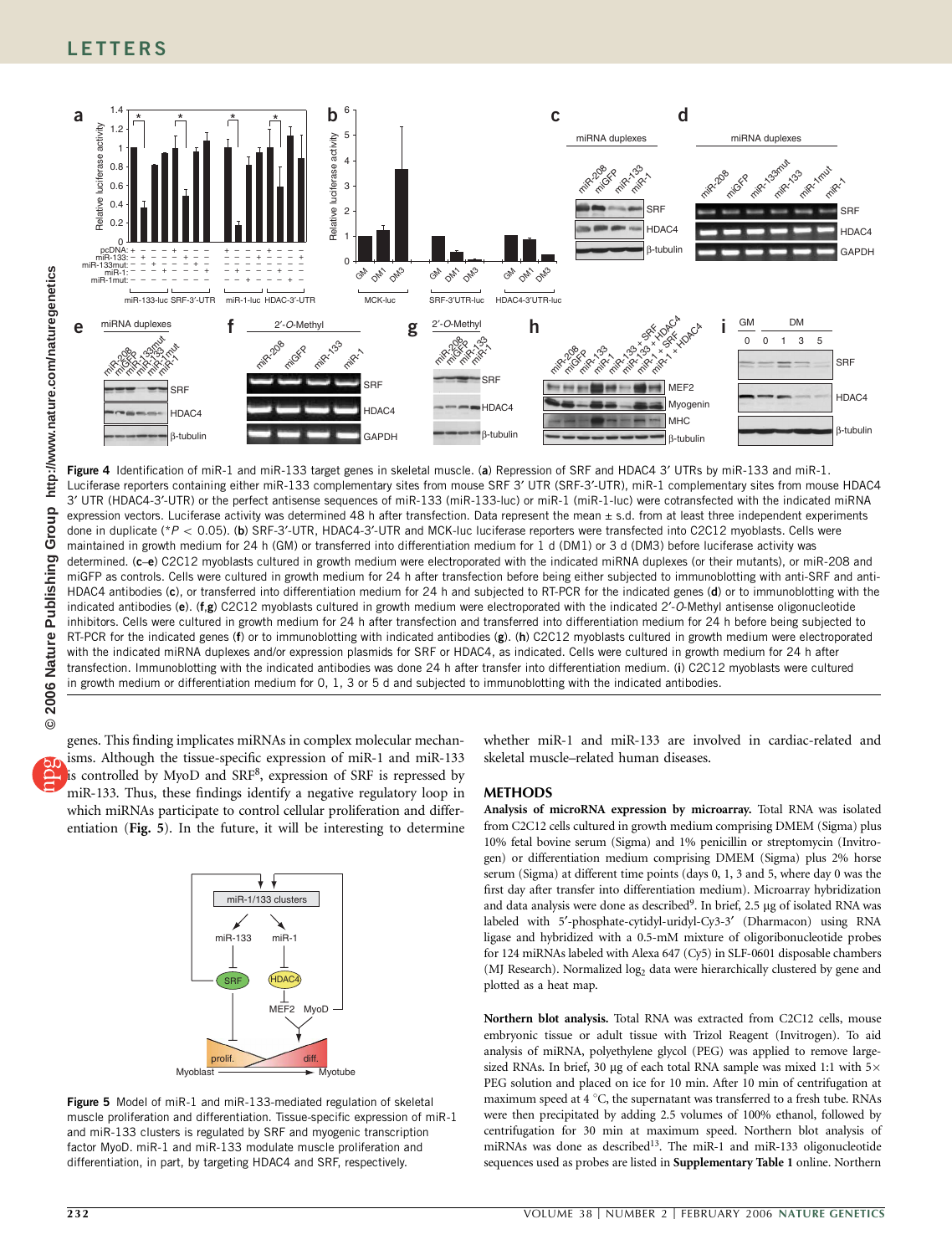**Figure 4** Identification of miR-1 and miR-133 target genes in skeletal muscle. (**a**) Repression of SRF and HDAC4 3′ UTRs by miR-133 and miR-1. Luciferase reporters containing either miR-133 complementary sites from mouse SRF 3′ UTR (SRF-3′-UTR), miR-1 complementary sites from mouse HDAC4 3′ UTR (HDAC4-3′-UTR) or the perfect antisense sequences of miR-133 (miR-133-luc) or miR-1 (miR-1-luc) were cotransfected with the indicated miRNA expression vectors. Luciferase activity was determined 48 h after transfection. Data represent the mean ± s.d. from at least three independent experiments done in duplicate (*$P < 0.05$). (**b**) SRF-3′-UTR, HDAC4-3′-UTR and MCK-luc luciferase reporters were transfected into C2C12 myoblasts. Cells were maintained in growth medium for 24 h (GM) or transferred into differentiation medium for 1 d (DM1) or 3 d (DM3) before luciferase activity was determined. (**c**–**e**) C2C12 myoblasts cultured in growth medium were electroporated with the indicated miRNA duplexes (or their mutants), or miR-208 and miGFP as controls. Cells were cultured in growth medium for 24 h after transfection before being either subjected to immunoblotting with anti-SRF and anti-HDAC4 antibodies (**c**), or transferred into differentiation medium for 24 h and subjected to RT-PCR for the indicated genes (**d**) or to immunoblotting with the indicated antibodies (**e**). (**f**,**g**) C2C12 myoblasts cultured in growth medium were electroporated with the indicated 2′-*O*-Methyl antisense oligonucleotide inhibitors. Cells were cultured in growth medium for 24 h after transfection and transferred into differentiation medium for 24 h before being subjected to RT-PCR for the indicated genes (**f**) or to immunoblotting with indicated antibodies (**g**). (**h**) C2C12 myoblasts cultured in growth medium were electroporated with the indicated miRNA duplexes and/or expression plasmids for SRF or HDAC4, as indicated. Cells were cultured in growth medium for 24 h after transfection. Immunoblotting with the indicated antibodies was done 24 h after transfer into differentiation medium. (**i**) C2C12 myoblasts were cultured in growth medium or differentiation medium for 0, 1, 3 or 5 d and subjected to immunoblotting with the indicated antibodies.

genes. This finding implicates miRNAs in complex molecular mechanisms. Although the tissue-specific expression of miR-1 and miR-133 is controlled by MyoD and SRF[8], expression of SRF is repressed by miR-133. Thus, these findings identify a negative regulatory loop in which miRNAs participate to control cellular proliferation and differentiation (**Fig. 5**). In the future, it will be interesting to determine whether miR-1 and miR-133 are involved in cardiac-related and skeletal muscle–related human diseases.

**Figure 5** Model of miR-1 and miR-133-mediated regulation of skeletal muscle proliferation and differentiation. Tissue-specific expression of miR-1 and miR-133 clusters is regulated by SRF and myogenic transcription factor MyoD. miR-1 and miR-133 modulate muscle proliferation and differentiation, in part, by targeting HDAC4 and SRF, respectively.

## METHODS

**Analysis of microRNA expression by microarray.** Total RNA was isolated from C2C12 cells cultured in growth medium comprising DMEM (Sigma) plus 10% fetal bovine serum (Sigma) and 1% penicillin or streptomycin (Invitrogen) or differentiation medium comprising DMEM (Sigma) plus 2% horse serum (Sigma) at different time points (days 0, 1, 3 and 5, where day 0 was the first day after transfer into differentiation medium). Microarray hybridization and data analysis were done as described[9]. In brief, 2.5 μg of isolated RNA was labeled with 5′-phosphate-cytidyl-uridyl-Cy3-3′ (Dharmacon) using RNA ligase and hybridized with a 0.5-mM mixture of oligoribonucleotide probes for 124 miRNAs labeled with Alexa 647 (Cy5) in SLF-0601 disposable chambers (MJ Research). Normalized $\log_2$ data were hierarchically clustered by gene and plotted as a heat map.

**Northern blot analysis.** Total RNA was extracted from C2C12 cells, mouse embryonic tissue or adult tissue with Trizol Reagent (Invitrogen). To aid analysis of miRNA, polyethylene glycol (PEG) was applied to remove large-sized RNAs. In brief, 30 μg of each total RNA sample was mixed 1:1 with 5× PEG solution and placed on ice for 10 min. After 10 min of centrifugation at maximum speed at 4 °C, the supernatant was transferred to a fresh tube. RNAs were then precipitated by adding 2.5 volumes of 100% ethanol, followed by centrifugation for 30 min at maximum speed. Northern blot analysis of miRNAs was done as described[13]. The miR-1 and miR-133 oligonucleotide sequences used as probes are listed in **Supplementary Table 1** online. Northern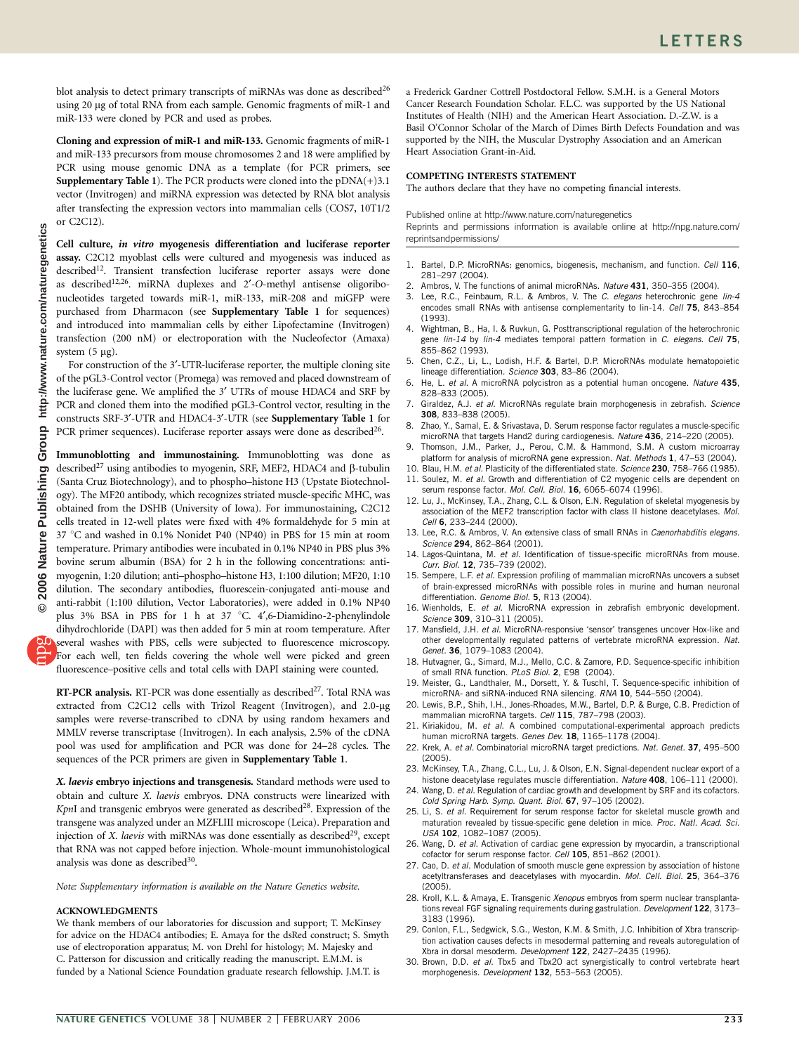blot analysis to detect primary transcripts of miRNAs was done as described[26] using 20 μg of total RNA from each sample. Genomic fragments of miR-1 and miR-133 were cloned by PCR and used as probes.

**Cloning and expression of miR-1 and miR-133.** Genomic fragments of miR-1 and miR-133 precursors from mouse chromosomes 2 and 18 were amplified by PCR using mouse genomic DNA as a template (for PCR primers, see **Supplementary Table 1**). The PCR products were cloned into the pDNA(+)3.1 vector (Invitrogen) and miRNA expression was detected by RNA blot analysis after transfecting the expression vectors into mammalian cells (COS7, 10T1/2 or C2C12).

**Cell culture, *in vitro* myogenesis differentiation and luciferase reporter assay.** C2C12 myoblast cells were cultured and myogenesis was induced as described[12]. Transient transfection luciferase reporter assays were done as described[12,26]. miRNA duplexes and 2′-*O*-methyl antisense oligoribonucleotides targeted towards miR-1, miR-133, miR-208 and miGFP were purchased from Dharmacon (see **Supplementary Table 1** for sequences) and introduced into mammalian cells by either Lipofectamine (Invitrogen) transfection (200 nM) or electroporation with the Nucleofector (Amaxa) system (5 μg).

For construction of the 3′-UTR-luciferase reporter, the multiple cloning site of the pGL3-Control vector (Promega) was removed and placed downstream of the luciferase gene. We amplified the 3′ UTRs of mouse HDAC4 and SRF by PCR and cloned them into the modified pGL3-Control vector, resulting in the constructs SRF-3′-UTR and HDAC4-3′-UTR (see **Supplementary Table 1** for PCR primer sequences). Luciferase reporter assays were done as described[26].

**Immunoblotting and immunostaining.** Immunoblotting was done as described[27] using antibodies to myogenin, SRF, MEF2, HDAC4 and β-tubulin (Santa Cruz Biotechnology), and to phospho–histone H3 (Upstate Biotechnology). The MF20 antibody, which recognizes striated muscle-specific MHC, was obtained from the DSHB (University of Iowa). For immunostaining, C2C12 cells treated in 12-well plates were fixed with 4% formaldehyde for 5 min at 37 °C and washed in 0.1% Nonidet P40 (NP40) in PBS for 15 min at room temperature. Primary antibodies were incubated in 0.1% NP40 in PBS plus 3% bovine serum albumin (BSA) for 2 h in the following concentrations: anti-myogenin, 1:20 dilution; anti–phospho–histone H3, 1:100 dilution; MF20, 1:10 dilution. The secondary antibodies, fluorescein-conjugated anti-mouse and anti-rabbit (1:100 dilution, Vector Laboratories), were added in 0.1% NP40 plus 3% BSA in PBS for 1 h at 37 °C. 4′,6-Diamidino-2-phenylindole dihydrochloride (DAPI) was then added for 5 min at room temperature. After several washes with PBS, cells were subjected to fluorescence microscopy. For each well, ten fields covering the whole well were picked and green fluorescence–positive cells and total cells with DAPI staining were counted.

**RT-PCR analysis.** RT-PCR was done essentially as described[27]. Total RNA was extracted from C2C12 cells with Trizol Reagent (Invitrogen), and 2.0-μg samples were reverse-transcribed to cDNA by using random hexamers and MMLV reverse transcriptase (Invitrogen). In each analysis, 2.5% of the cDNA pool was used for amplification and PCR was done for 24–28 cycles. The sequences of the PCR primers are given in **Supplementary Table 1**.

***X. laevis* embryo injections and transgenesis.** Standard methods were used to obtain and culture *X. laevis* embryos. DNA constructs were linearized with *Kpn*I and transgenic embryos were generated as described[28]. Expression of the transgene was analyzed under an MZFLIII microscope (Leica). Preparation and injection of *X. laevis* with miRNAs was done essentially as described[29], except that RNA was not capped before injection. Whole-mount immunohistological analysis was done as described[30].

*Note: Supplementary information is available on the Nature Genetics website.*

## ACKNOWLEDGMENTS

We thank members of our laboratories for discussion and support; T. McKinsey for advice on the HDAC4 antibodies; E. Amaya for the dsRed construct; S. Smyth use of electroporation apparatus; M. von Drehl for histology; M. Majesky and C. Patterson for discussion and critically reading the manuscript. E.M.M. is funded by a National Science Foundation graduate research fellowship. J.M.T. is a Frederick Gardner Cottrell Postdoctoral Fellow. S.M.H. is a General Motors Cancer Research Foundation Scholar. F.L.C. was supported by the US National Institutes of Health (NIH) and the American Heart Association. D.-Z.W. is a Basil O'Connor Scholar of the March of Dimes Birth Defects Foundation and was supported by the NIH, the Muscular Dystrophy Association and an American Heart Association Grant-in-Aid.

## COMPETING INTERESTS STATEMENT

The authors declare that they have no competing financial interests.

Published online at http://www.nature.com/naturegenetics
Reprints and permissions information is available online at http://npg.nature.com/reprintsandpermissions/

1. Bartel, D.P. MicroRNAs: genomics, biogenesis, mechanism, and function. *Cell* **116**, 281–297 (2004).
2. Ambros, V. The functions of animal microRNAs. *Nature* **431**, 350–355 (2004).
3. Lee, R.C., Feinbaum, R.L. & Ambros, V. The *C. elegans* heterochronic gene *lin-4* encodes small RNAs with antisense complementarity to lin-14. *Cell* **75**, 843–854 (1993).
4. Wightman, B., Ha, I. & Ruvkun, G. Posttranscriptional regulation of the heterochronic gene *lin-14* by *lin-4* mediates temporal pattern formation in *C. elegans*. *Cell* **75**, 855–862 (1993).
5. Chen, C.Z., Li, L., Lodish, H.F. & Bartel, D.P. MicroRNAs modulate hematopoietic lineage differentiation. *Science* **303**, 83–86 (2004).
6. He, L. *et al.* A microRNA polycistron as a potential human oncogene. *Nature* **435**, 828–833 (2005).
7. Giraldez, A.J. *et al.* MicroRNAs regulate brain morphogenesis in zebrafish. *Science* **308**, 833–838 (2005).
8. Zhao, Y., Samal, E. & Srivastava, D. Serum response factor regulates a muscle-specific microRNA that targets Hand2 during cardiogenesis. *Nature* **436**, 214–220 (2005).
9. Thomson, J.M., Parker, J., Perou, C.M. & Hammond, S.M. A custom microarray platform for analysis of microRNA gene expression. *Nat. Methods* **1**, 47–53 (2004).
10. Blau, H.M. *et al.* Plasticity of the differentiated state. *Science* **230**, 758–766 (1985).
11. Soulez, M. *et al.* Growth and differentiation of C2 myogenic cells are dependent on serum response factor. *Mol. Cell. Biol.* **16**, 6065–6074 (1996).
12. Lu, J., McKinsey, T.A., Zhang, C.L. & Olson, E.N. Regulation of skeletal myogenesis by association of the MEF2 transcription factor with class II histone deacetylases. *Mol. Cell* **6**, 233–244 (2000).
13. Lee, R.C. & Ambros, V. An extensive class of small RNAs in *Caenorhabditis elegans*. *Science* **294**, 862–864 (2001).
14. Lagos-Quintana, M. *et al.* Identification of tissue-specific microRNAs from mouse. *Curr. Biol.* **12**, 735–739 (2002).
15. Sempere, L.F. *et al.* Expression profiling of mammalian microRNAs uncovers a subset of brain-expressed microRNAs with possible roles in murine and human neuronal differentiation. *Genome Biol.* **5**, R13 (2004).
16. Wienholds, E. *et al.* MicroRNA expression in zebrafish embryonic development. *Science* **309**, 310–311 (2005).
17. Mansfield, J.H. *et al.* MicroRNA-responsive 'sensor' transgenes uncover Hox-like and other developmentally regulated patterns of vertebrate microRNA expression. *Nat. Genet.* **36**, 1079–1083 (2004).
18. Hutvagner, G., Simard, M.J., Mello, C.C. & Zamore, P.D. Sequence-specific inhibition of small RNA function. *PLoS Biol.* **2**, E98 (2004).
19. Meister, G., Landthaler, M., Dorsett, Y. & Tuschl, T. Sequence-specific inhibition of microRNA- and siRNA-induced RNA silencing. *RNA* **10**, 544–550 (2004).
20. Lewis, B.P., Shih, I.H., Jones-Rhoades, M.W., Bartel, D.P. & Burge, C.B. Prediction of mammalian microRNA targets. *Cell* **115**, 787–798 (2003).
21. Kiriakidou, M. *et al.* A combined computational-experimental approach predicts human microRNA targets. *Genes Dev.* **18**, 1165–1178 (2004).
22. Krek, A. *et al.* Combinatorial microRNA target predictions. *Nat. Genet.* **37**, 495–500 (2005).
23. McKinsey, T.A., Zhang, C.L., Lu, J. & Olson, E.N. Signal-dependent nuclear export of a histone deacetylase regulates muscle differentiation. *Nature* **408**, 106–111 (2000).
24. Wang, D. *et al.* Regulation of cardiac growth and development by SRF and its cofactors. *Cold Spring Harb. Symp. Quant. Biol.* **67**, 97–105 (2002).
25. Li, S. *et al.* Requirement for serum response factor for skeletal muscle growth and maturation revealed by tissue-specific gene deletion in mice. *Proc. Natl. Acad. Sci. USA* **102**, 1082–1087 (2005).
26. Wang, D. *et al.* Activation of cardiac gene expression by myocardin, a transcriptional cofactor for serum response factor. *Cell* **105**, 851–862 (2001).
27. Cao, D. *et al.* Modulation of smooth muscle gene expression by association of histone acetyltransferases and deacetylases with myocardin. *Mol. Cell. Biol.* **25**, 364–376 (2005).
28. Kroll, K.L. & Amaya, E. Transgenic *Xenopus* embryos from sperm nuclear transplantations reveal FGF signaling requirements during gastrulation. *Development* **122**, 3173–3183 (1996).
29. Conlon, F.L., Sedgwick, S.G., Weston, K.M. & Smith, J.C. Inhibition of Xbra transcription activation causes defects in mesodermal patterning and reveals autoregulation of Xbra in dorsal mesoderm. *Development* **122**, 2427–2435 (1996).
30. Brown, D.D. *et al.* Tbx5 and Tbx20 act synergistically to control vertebrate heart morphogenesis. *Development* **132**, 553–563 (2005).